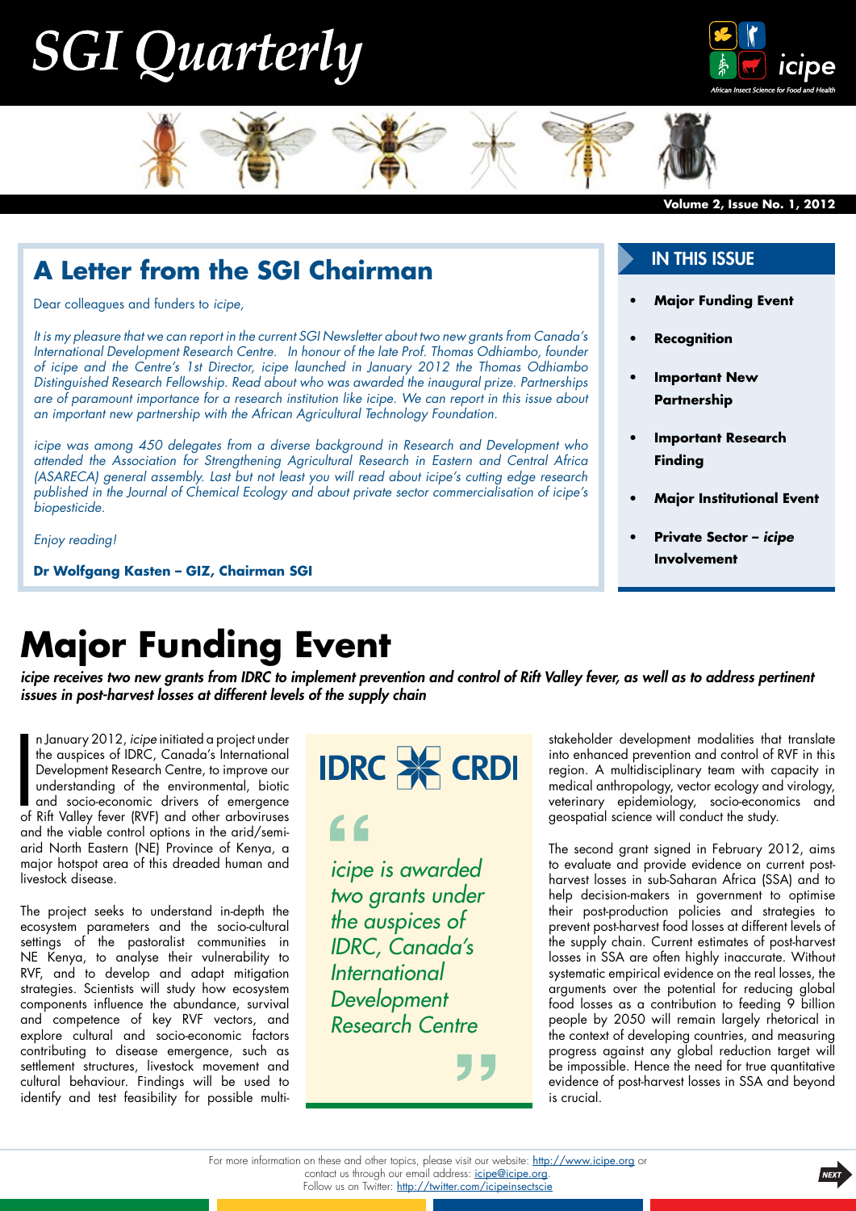# SGI Quarterly

Volume 2, Issue No. 1, 2012

## A Letter from the SGI Chairman

Dear colleagues and funders to *icipe*,

*It is my pleasure that we can report in the current SGI Newsletter about two new grants from Canada's International Development Research Centre. In honour of the late Prof. Thomas Odhiambo, founder of icipe and the Centre's 1st Director, icipe launched in January 2012 the Thomas Odhiambo Distinguished Research Fellowship. Read about who was awarded the inaugural prize. Partnerships are of paramount importance for a research institution like icipe. We can report in this issue about an important new partnership with the African Agricultural Technology Foundation.*

*icipe was among 450 delegates from a diverse background in Research and Development who attended the Association for Strengthening Agricultural Research in Eastern and Central Africa (ASARECA) general assembly. Last but not least you will read about icipe's cutting edge research published in the Journal of Chemical Ecology and about private sector commercialisation of icipe's biopesticide.*

*Enjoy reading!*

**Dr Wolfgang Kasten – GIZ, Chairman SGI**

## IN THIS ISSUE

- **Major Funding Event**
- **Recognition**
- **Important New Partnership**
- **Important Research Finding**
- **Major Institutional Event**
- **Private Sector – *icipe* Involvement**

# Major Funding Event

***icipe receives two new grants from IDRC to implement prevention and control of Rift Valley fever, as well as to address pertinent issues in post-harvest losses at different levels of the supply chain***

In January 2012, *icipe* initiated a project under the auspices of IDRC, Canada's International Development Research Centre, to improve our understanding of the environmental, biotic and socio-economic drivers of emergence of Rift Valley fever (RVF) and other arboviruses and the viable control options in the arid/semi-arid North Eastern (NE) Province of Kenya, a major hotspot area of this dreaded human and livestock disease.

The project seeks to understand in-depth the ecosystem parameters and the socio-cultural settings of the pastoralist communities in NE Kenya, to analyse their vulnerability to RVF, and to develop and adapt mitigation strategies. Scientists will study how ecosystem components influence the abundance, survival and competence of key RVF vectors, and explore cultural and socio-economic factors contributing to disease emergence, such as settlement structures, livestock movement and cultural behaviour. Findings will be used to identify and test feasibility for possible multi-stakeholder development modalities that translate into enhanced prevention and control of RVF in this region. A multidisciplinary team with capacity in medical anthropology, vector ecology and virology, veterinary epidemiology, socio-economics and geospatial science will conduct the study.

> *icipe is awarded two grants under the auspices of IDRC, Canada's International Development Research Centre*

The second grant signed in February 2012, aims to evaluate and provide evidence on current post-harvest losses in sub-Saharan Africa (SSA) and to help decision-makers in government to optimise their post-production policies and strategies to prevent post-harvest food losses at different levels of the supply chain. Current estimates of post-harvest losses in SSA are often highly inaccurate. Without systematic empirical evidence on the real losses, the arguments over the potential for reducing global food losses as a contribution to feeding 9 billion people by 2050 will remain largely rhetorical in the context of developing countries, and measuring progress against any global reduction target will be impossible. Hence the need for true quantitative evidence of post-harvest losses in SSA and beyond is crucial.

For more information on these and other topics, please visit our website: http://www.icipe.org or contact us through our email address: icipe@icipe.org.
Follow us on Twitter: http://twitter.com/icipeinsectscie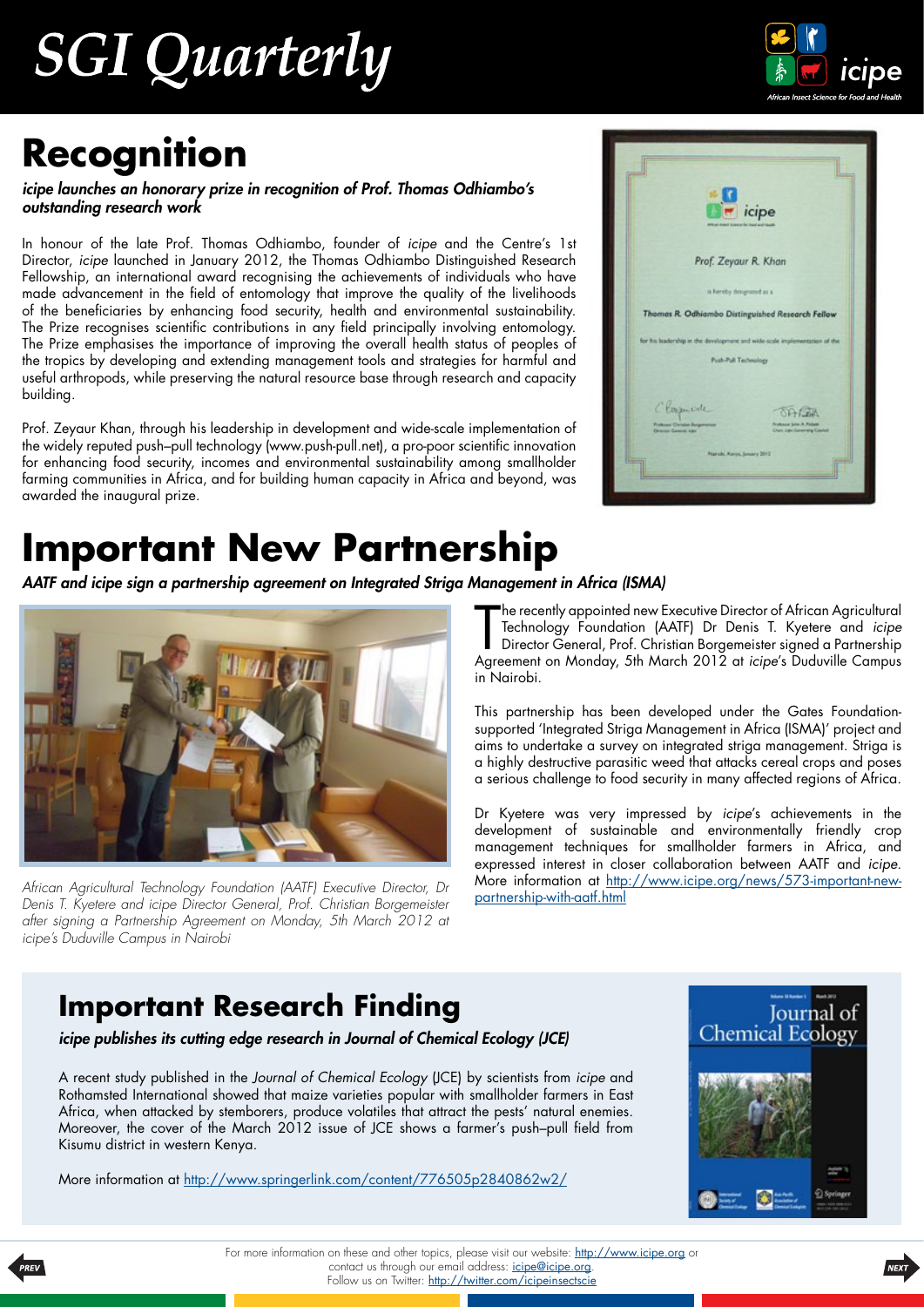# Recognition

***icipe* launches an honorary prize in recognition of Prof. Thomas Odhiambo's outstanding research work**

In honour of the late Prof. Thomas Odhiambo, founder of *icipe* and the Centre's 1st Director, *icipe* launched in January 2012, the Thomas Odhiambo Distinguished Research Fellowship, an international award recognising the achievements of individuals who have made advancement in the field of entomology that improve the quality of the livelihoods of the beneficiaries by enhancing food security, health and environmental sustainability. The Prize recognises scientific contributions in any field principally involving entomology. The Prize emphasises the importance of improving the overall health status of peoples of the tropics by developing and extending management tools and strategies for harmful and useful arthropods, while preserving the natural resource base through research and capacity building.

Prof. Zeyaur Khan, through his leadership in development and wide-scale implementation of the widely reputed push–pull technology (www.push-pull.net), a pro-poor scientific innovation for enhancing food security, incomes and environmental sustainability among smallholder farming communities in Africa, and for building human capacity in Africa and beyond, was awarded the inaugural prize.

# Important New Partnership

***AATF and icipe sign a partnership agreement on Integrated Striga Management in Africa (ISMA)***

The recently appointed new Executive Director of African Agricultural Technology Foundation (AATF) Dr Denis T. Kyetere and *icipe* Director General, Prof. Christian Borgemeister signed a Partnership Agreement on Monday, 5th March 2012 at *icipe*'s Duduville Campus in Nairobi.

This partnership has been developed under the Gates Foundation-supported 'Integrated Striga Management in Africa (ISMA)' project and aims to undertake a survey on integrated striga management. Striga is a highly destructive parasitic weed that attacks cereal crops and poses a serious challenge to food security in many affected regions of Africa.

Dr Kyetere was very impressed by *icipe*'s achievements in the development of sustainable and environmentally friendly crop management techniques for smallholder farmers in Africa, and expressed interest in closer collaboration between AATF and *icipe*. More information at http://www.icipe.org/news/573-important-new-partnership-with-aatf.html

*African Agricultural Technology Foundation (AATF) Executive Director, Dr Denis T. Kyetere and icipe Director General, Prof. Christian Borgemeister after signing a Partnership Agreement on Monday, 5th March 2012 at icipe's Duduville Campus in Nairobi*

## Important Research Finding

***icipe* publishes its cutting edge research in Journal of Chemical Ecology (JCE)**

A recent study published in the *Journal of Chemical Ecology* (JCE) by scientists from *icipe* and Rothamsted International showed that maize varieties popular with smallholder farmers in East Africa, when attacked by stemborers, produce volatiles that attract the pests' natural enemies. Moreover, the cover of the March 2012 issue of JCE shows a farmer's push–pull field from Kisumu district in western Kenya.

More information at http://www.springerlink.com/content/776505p2840862w2/

For more information on these and other topics, please visit our website: http://www.icipe.org or contact us through our email address: icipe@icipe.org.
Follow us on Twitter: http://twitter.com/icipeinsectscie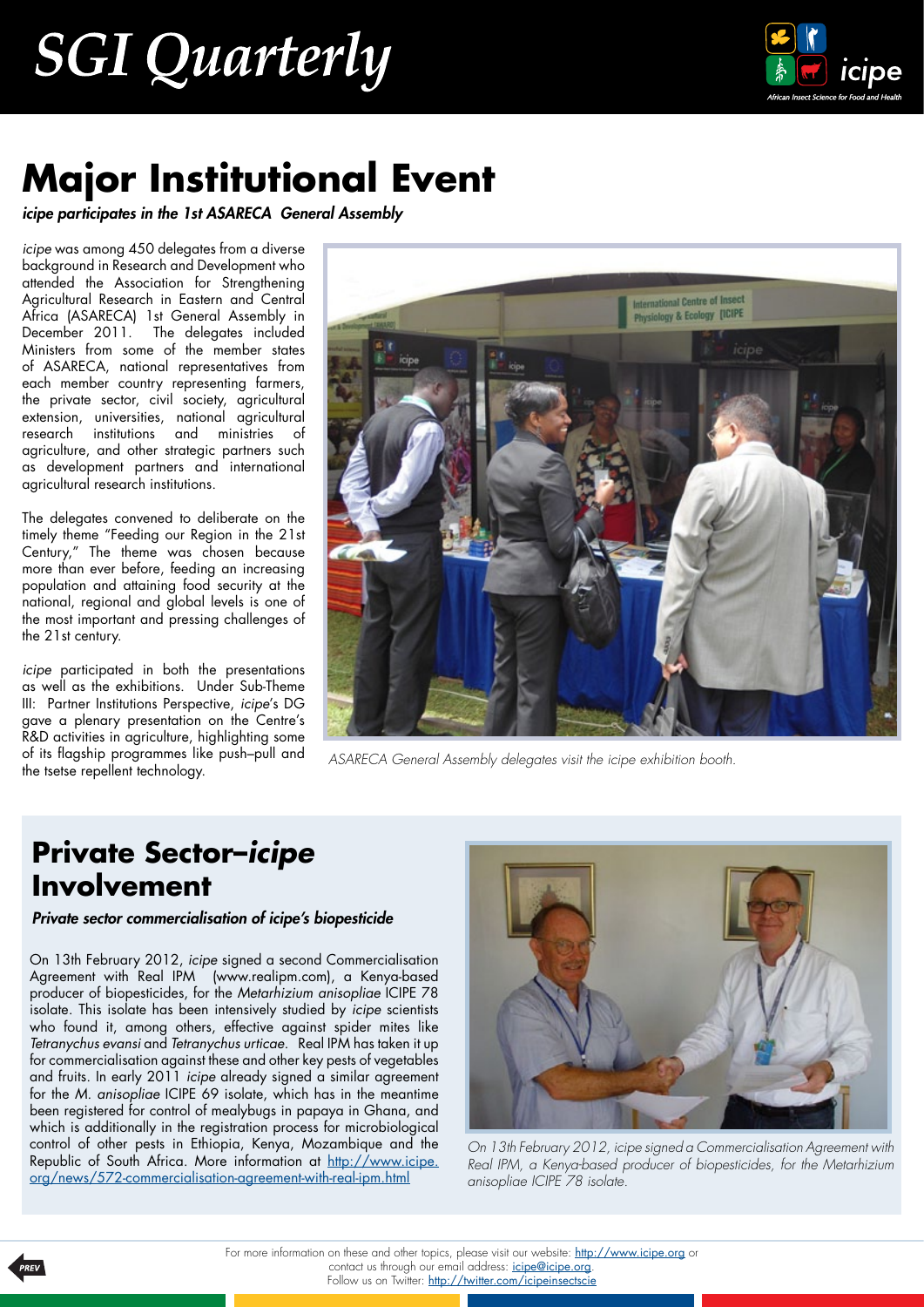# Major Institutional Event

*icipe participates in the 1st ASARECA General Assembly*

*icipe* was among 450 delegates from a diverse background in Research and Development who attended the Association for Strengthening Agricultural Research in Eastern and Central Africa (ASARECA) 1st General Assembly in December 2011. The delegates included Ministers from some of the member states of ASARECA, national representatives from each member country representing farmers, the private sector, civil society, agricultural extension, universities, national agricultural research institutions and ministries of agriculture, and other strategic partners such as development partners and international agricultural research institutions.

The delegates convened to deliberate on the timely theme "Feeding our Region in the 21st Century," The theme was chosen because more than ever before, feeding an increasing population and attaining food security at the national, regional and global levels is one of the most important and pressing challenges of the 21st century.

*icipe* participated in both the presentations as well as the exhibitions. Under Sub-Theme III: Partner Institutions Perspective, *icipe*'s DG gave a plenary presentation on the Centre's R&D activities in agriculture, highlighting some of its flagship programmes like push–pull and the tsetse repellent technology.

*ASARECA General Assembly delegates visit the icipe exhibition booth.*

## Private Sector–*icipe* Involvement

*Private sector commercialisation of icipe's biopesticide*

On 13th February 2012, *icipe* signed a second Commercialisation Agreement with Real IPM (www.realipm.com), a Kenya-based producer of biopesticides, for the *Metarhizium anisopliae* ICIPE 78 isolate. This isolate has been intensively studied by *icipe* scientists who found it, among others, effective against spider mites like *Tetranychus evansi* and *Tetranychus urticae*. Real IPM has taken it up for commercialisation against these and other key pests of vegetables and fruits. In early 2011 *icipe* already signed a similar agreement for the *M. anisopliae* ICIPE 69 isolate, which has in the meantime been registered for control of mealybugs in papaya in Ghana, and which is additionally in the registration process for microbiological control of other pests in Ethiopia, Kenya, Mozambique and the Republic of South Africa. More information at http://www.icipe.org/news/572-commercialisation-agreement-with-real-ipm.html

*On 13th February 2012, icipe signed a Commercialisation Agreement with Real IPM, a Kenya-based producer of biopesticides, for the Metarhizium anisopliae ICIPE 78 isolate.*

For more information on these and other topics, please visit our website: http://www.icipe.org or contact us through our email address: icipe@icipe.org.
Follow us on Twitter: http://twitter.com/icipeinsectscie